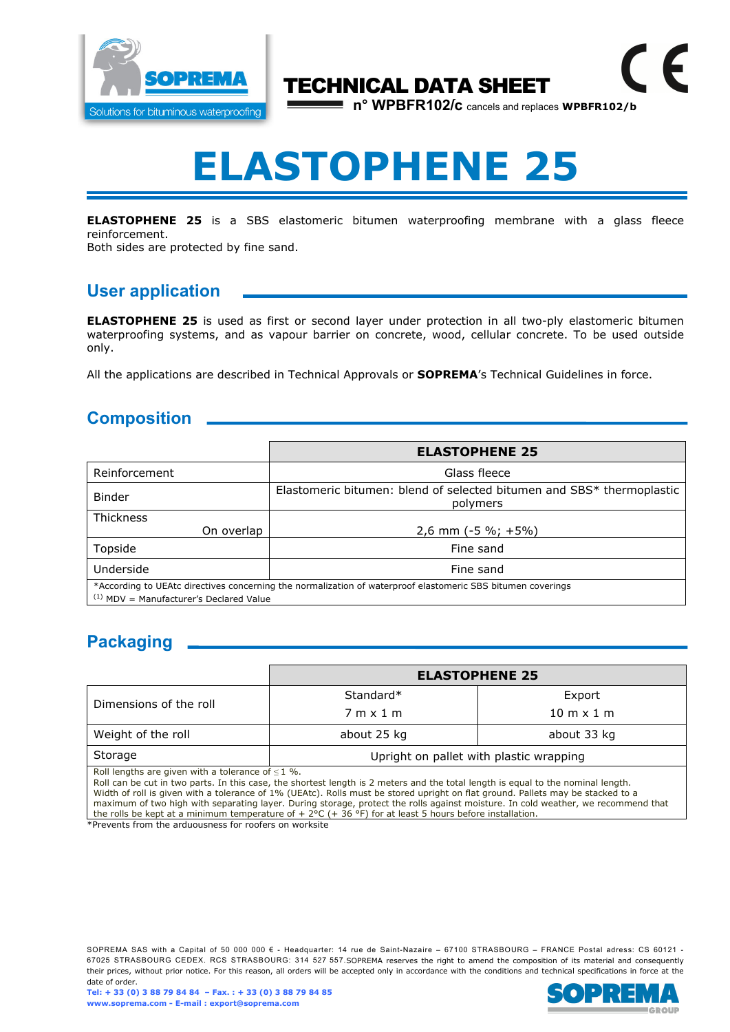SOPREMA

Solutions for bituminous waterproofing

**TECHNICAL DATA SHEET**

**n° WPBFR102/c** cancels and replaces **WPBFR102/b**

# ELASTOPHENE 25

**ELASTOPHENE 25** is a SBS elastomeric bitumen waterproofing membrane with a glass fleece reinforcement.
Both sides are protected by fine sand.

## User application

**ELASTOPHENE 25** is used as first or second layer under protection in all two-ply elastomeric bitumen waterproofing systems, and as vapour barrier on concrete, wood, cellular concrete. To be used outside only.

All the applications are described in Technical Approvals or **SOPREMA**'s Technical Guidelines in force.

## Composition

| | **ELASTOPHENE 25** |
|---|---|
| Reinforcement | Glass fleece |
| Binder | Elastomeric bitumen: blend of selected bitumen and SBS* thermoplastic polymers |
| Thickness On overlap | 2,6 mm (-5 %; +5%) |
| Topside | Fine sand |
| Underside | Fine sand |

*According to UEAtc directives concerning the normalization of waterproof elastomeric SBS bitumen coverings
(1) MDV = Manufacturer's Declared Value

## Packaging

| | **ELASTOPHENE 25** | |
|---|---|---|
| Dimensions of the roll | Standard* 7 m x 1 m | Export 10 m x 1 m |
| Weight of the roll | about 25 kg | about 33 kg |
| Storage | Upright on pallet with plastic wrapping | |

Roll lengths are given with a tolerance of ≤ 1 %.
Roll can be cut in two parts. In this case, the shortest length is 2 meters and the total length is equal to the nominal length.
Width of roll is given with a tolerance of 1% (UEAtc). Rolls must be stored upright on flat ground. Pallets may be stacked to a maximum of two high with separating layer. During storage, protect the rolls against moisture. In cold weather, we recommend that the rolls be kept at a minimum temperature of + 2°C (+ 36 °F) for at least 5 hours before installation.
*Prevents from the arduousness for roofers on worksite

SOPREMA SAS with a Capital of 50 000 000 € - Headquarter: 14 rue de Saint-Nazaire – 67100 STRASBOURG – FRANCE Postal adress: CS 60121 - 67025 STRASBOURG CEDEX. RCS STRASBOURG: 314 527 557.SOPREMA reserves the right to amend the composition of its material and consequently their prices, without prior notice. For this reason, all orders will be accepted only in accordance with the conditions and technical specifications in force at the date of order.
**Tel: + 33 (0) 3 88 79 84 84 – Fax. : + 33 (0) 3 88 79 84 85**
**www.soprema.com - E-mail : export@soprema.com**

SOPREMA GROUP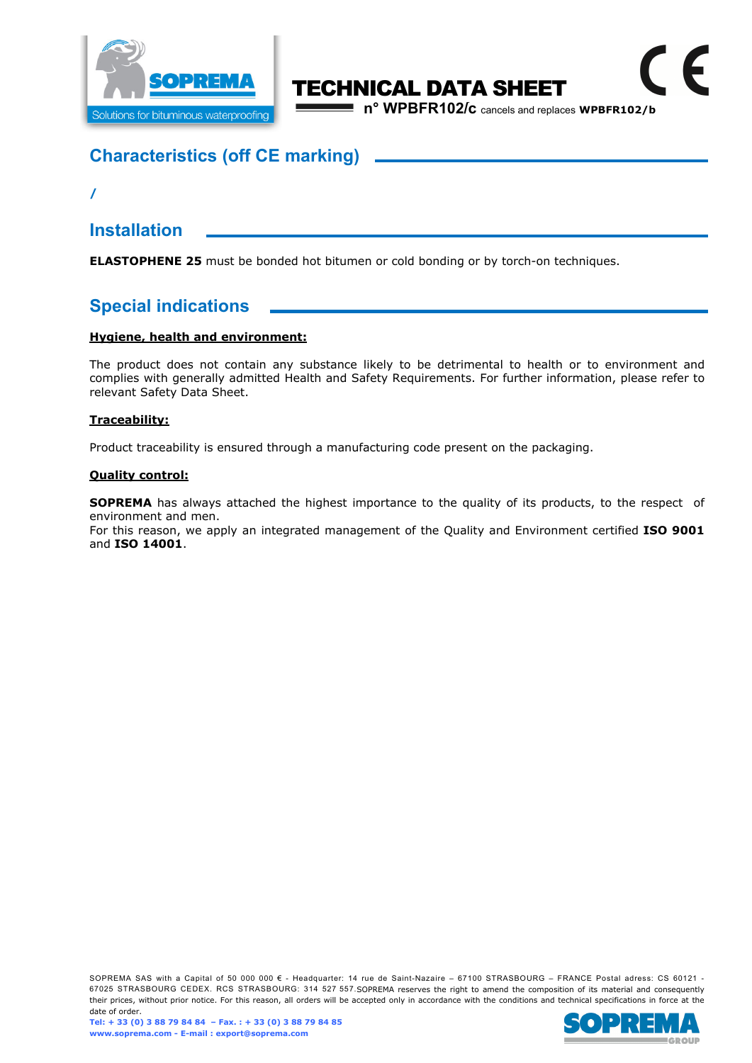## Characteristics (off CE marking)

/

## Installation

**ELASTOPHENE 25** must be bonded hot bitumen or cold bonding or by torch-on techniques.

## Special indications

**Hygiene, health and environment:**

The product does not contain any substance likely to be detrimental to health or to environment and complies with generally admitted Health and Safety Requirements. For further information, please refer to relevant Safety Data Sheet.

**Traceability:**

Product traceability is ensured through a manufacturing code present on the packaging.

**Quality control:**

**SOPREMA** has always attached the highest importance to the quality of its products, to the respect of environment and men.
For this reason, we apply an integrated management of the Quality and Environment certified **ISO 9001** and **ISO 14001**.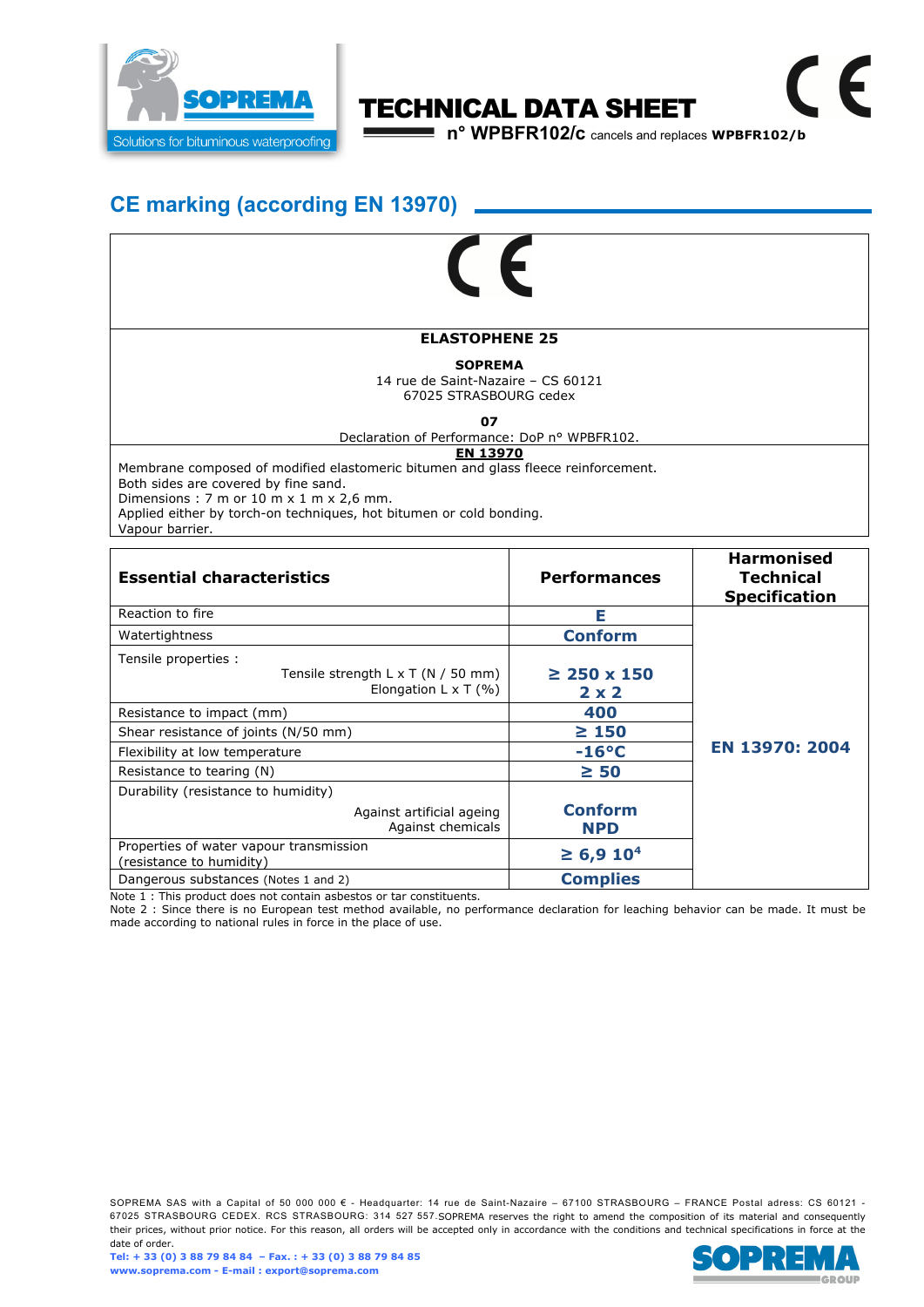# TECHNICAL DATA SHEET

**n° WPBFR102/c** cancels and replaces **WPBFR102/b**

## CE marking (according EN 13970)

| CE |
|---|
| **ELASTOPHENE 25** |
| **SOPREMA**<br>14 rue de Saint-Nazaire – CS 60121<br>67025 STRASBOURG cedex |
| **07**<br>Declaration of Performance: DoP n° WPBFR102. |
| **EN 13970**<br>Membrane composed of modified elastomeric bitumen and glass fleece reinforcement.<br>Both sides are covered by fine sand.<br>Dimensions : 7 m or 10 m x 1 m x 2,6 mm.<br>Applied either by torch-on techniques, hot bitumen or cold bonding.<br>Vapour barrier. |

| Essential characteristics | Performances | Harmonised Technical Specification |
|---|---|---|
| Reaction to fire | **E** | **EN 13970: 2004** |
| Watertightness | **Conform** | |
| Tensile properties :<br>Tensile strength L x T (N / 50 mm)<br>Elongation L x T (%) | **≥ 250 x 150**<br>**2 x 2** | |
| Resistance to impact (mm) | **400** | |
| Shear resistance of joints (N/50 mm) | **≥ 150** | |
| Flexibility at low temperature | **-16°C** | |
| Resistance to tearing (N) | **≥ 50** | |
| Durability (resistance to humidity)<br>Against artificial ageing<br>Against chemicals | **Conform**<br>**NPD** | |
| Properties of water vapour transmission (resistance to humidity) | **≥ 6,9 $10^4$** | |
| Dangerous substances (Notes 1 and 2) | **Complies** | |

Note 1 : This product does not contain asbestos or tar constituents.
Note 2 : Since there is no European test method available, no performance declaration for leaching behavior can be made. It must be made according to national rules in force in the place of use.

SOPREMA SAS with a Capital of 50 000 000 € - Headquarter: 14 rue de Saint-Nazaire – 67100 STRASBOURG – FRANCE Postal adress: CS 60121 - 67025 STRASBOURG CEDEX. RCS STRASBOURG: 314 527 557.SOPREMA reserves the right to amend the composition of its material and consequently their prices, without prior notice. For this reason, all orders will be accepted only in accordance with the conditions and technical specifications in force at the date of order.
**Tel: + 33 (0) 3 88 79 84 84 – Fax. : + 33 (0) 3 88 79 84 85**
**www.soprema.com - E-mail : export@soprema.com**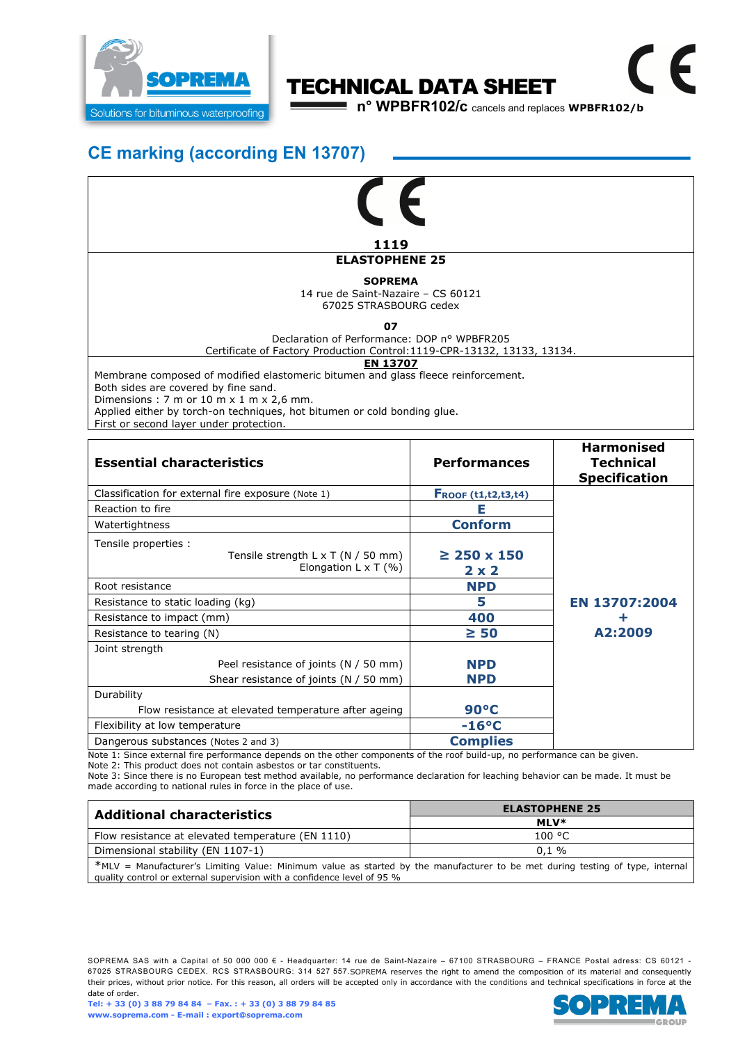# TECHNICAL DATA SHEET

**n° WPBFR102/c** cancels and replaces **WPBFR102/b**

## CE marking (according EN 13707)

CE

**1119**

**ELASTOPHENE 25**

**SOPREMA**
14 rue de Saint-Nazaire – CS 60121
67025 STRASBOURG cedex

**07**
Declaration of Performance: DOP n° WPBFR205
Certificate of Factory Production Control:1119-CPR-13132, 13133, 13134.

**EN 13707**

Membrane composed of modified elastomeric bitumen and glass fleece reinforcement.
Both sides are covered by fine sand.
Dimensions : 7 m or 10 m x 1 m x 2,6 mm.
Applied either by torch-on techniques, hot bitumen or cold bonding glue.
First or second layer under protection.

| Essential characteristics | Performances | Harmonised Technical Specification |
|---|---|---|
| Classification for external fire exposure (Note 1) | FROOF (t1,t2,t3,t4) | EN 13707:2004 + A2:2009 |
| Reaction to fire | E | |
| Watertightness | Conform | |
| Tensile properties : Tensile strength L x T (N / 50 mm) | ≥ 250 x 150 | |
| Elongation L x T (%) | 2 x 2 | |
| Root resistance | NPD | |
| Resistance to static loading (kg) | 5 | |
| Resistance to impact (mm) | 400 | |
| Resistance to tearing (N) | ≥ 50 | |
| Joint strength: Peel resistance of joints (N / 50 mm) | NPD | |
| Shear resistance of joints (N / 50 mm) | NPD | |
| Durability: Flow resistance at elevated temperature after ageing | 90°C | |
| Flexibility at low temperature | -16°C | |
| Dangerous substances (Notes 2 and 3) | Complies | |

Note 1: Since external fire performance depends on the other components of the roof build-up, no performance can be given.
Note 2: This product does not contain asbestos or tar constituents.
Note 3: Since there is no European test method available, no performance declaration for leaching behavior can be made. It must be made according to national rules in force in the place of use.

| Additional characteristics | ELASTOPHENE 25 MLV* |
|---|---|
| Flow resistance at elevated temperature (EN 1110) | 100 °C |
| Dimensional stability (EN 1107-1) | 0,1 % |

*MLV = Manufacturer's Limiting Value: Minimum value as started by the manufacturer to be met during testing of type, internal quality control or external supervision with a confidence level of 95 %

SOPREMA SAS with a Capital of 50 000 000 € - Headquarter: 14 rue de Saint-Nazaire – 67100 STRASBOURG – FRANCE Postal adress: CS 60121 - 67025 STRASBOURG CEDEX. RCS STRASBOURG: 314 527 557.SOPREMA reserves the right to amend the composition of its material and consequently their prices, without prior notice. For this reason, all orders will be accepted only in accordance with the conditions and technical specifications in force at the date of order.

**Tel: + 33 (0) 3 88 79 84 84 – Fax. : + 33 (0) 3 88 79 84 85**
**www.soprema.com - E-mail : export@soprema.com**